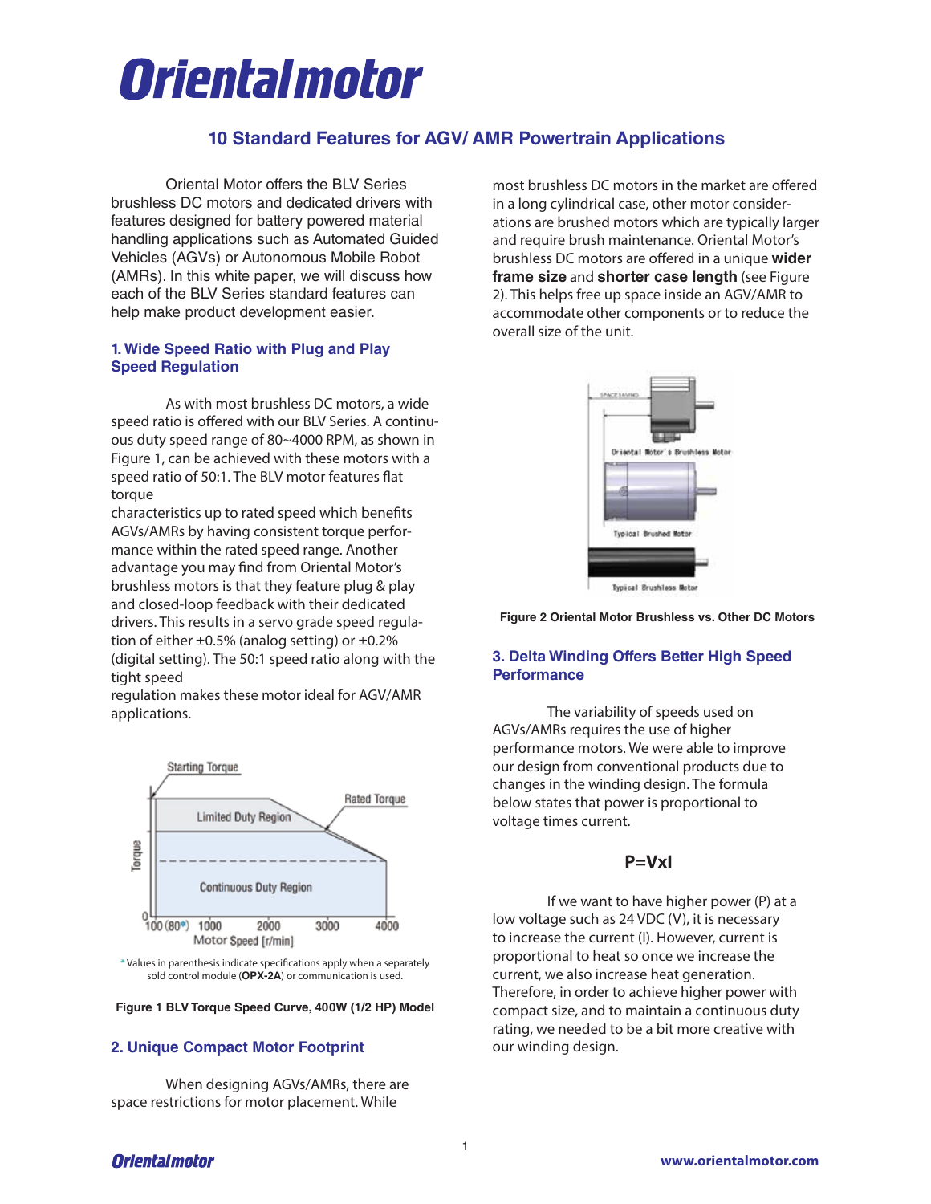# Orientalmotor

## 10 Standard Features for AGV/ AMR Powertrain Applications

Oriental Motor offers the BLV Series brushless DC motors and dedicated drivers with features designed for battery powered material handling applications such as Automated Guided Vehicles (AGVs) or Autonomous Mobile Robot (AMRs). In this white paper, we will discuss how each of the BLV Series standard features can help make product development easier.

### 1. Wide Speed Ratio with Plug and Play Speed Regulation

As with most brushless DC motors, a wide speed ratio is offered with our BLV Series. A continuous duty speed range of 80~4000 RPM, as shown in Figure 1, can be achieved with these motors with a speed ratio of 50:1. The BLV motor features flat torque characteristics up to rated speed which benefits AGVs/AMRs by having consistent torque performance within the rated speed range. Another advantage you may find from Oriental Motor's brushless motors is that they feature plug & play and closed-loop feedback with their dedicated drivers. This results in a servo grade speed regulation of either ±0.5% (analog setting) or ±0.2% (digital setting). The 50:1 speed ratio along with the tight speed regulation makes these motor ideal for AGV/AMR applications.

Starting Torque

Rated Torque

Limited Duty Region

Continuous Duty Region

Torque

0

100 (80*)

1000

2000

3000

4000

Motor Speed [r/min]

* Values in parenthesis indicate specifications apply when a separately sold control module (**OPX-2A**) or communication is used.

**Figure 1 BLV Torque Speed Curve, 400W (1/2 HP) Model**

### 2. Unique Compact Motor Footprint

When designing AGVs/AMRs, there are space restrictions for motor placement. While most brushless DC motors in the market are offered in a long cylindrical case, other motor considerations are brushed motors which are typically larger and require brush maintenance. Oriental Motor's brushless DC motors are offered in a unique **wider frame size** and **shorter case length** (see Figure 2). This helps free up space inside an AGV/AMR to accommodate other components or to reduce the overall size of the unit.

SPACE SAVING

Oriental Motor's Brushless Motor

Typical Brushed Motor

Typical Brushless Motor

**Figure 2 Oriental Motor Brushless vs. Other DC Motors**

### 3. Delta Winding Offers Better High Speed Performance

The variability of speeds used on AGVs/AMRs requires the use of higher performance motors. We were able to improve our design from conventional products due to changes in the winding design. The formula below states that power is proportional to voltage times current.

$$P = V \times I$$

If we want to have higher power (P) at a low voltage such as 24 VDC (V), it is necessary to increase the current (I). However, current is proportional to heat so once we increase the current, we also increase heat generation. Therefore, in order to achieve higher power with compact size, and to maintain a continuous duty rating, we needed to be a bit more creative with our winding design.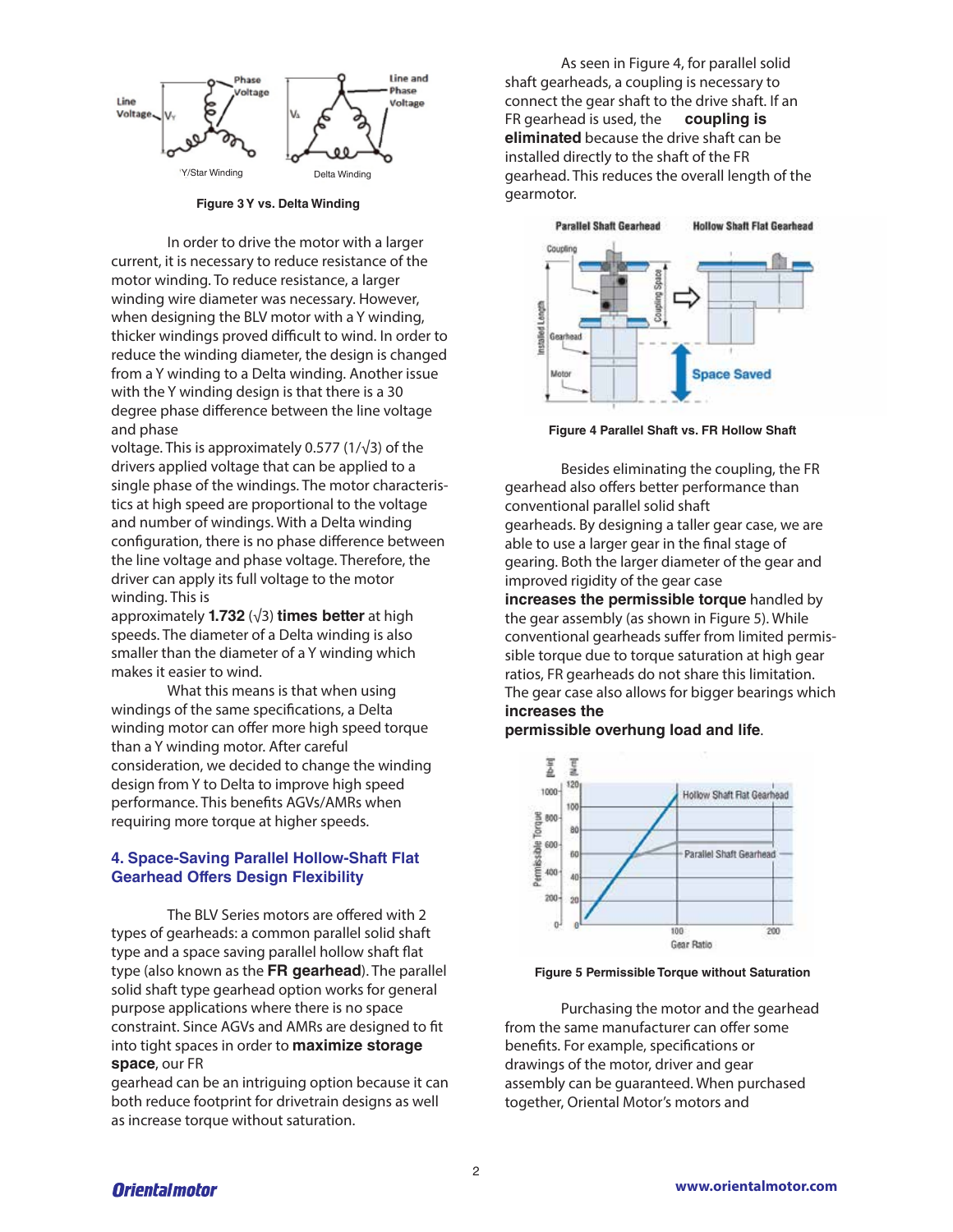Phase Voltage

Line Voltage

$V_Y$

Y/Star Winding

Line and Phase Voltage

$V_\Delta$

Delta Winding

**Figure 3 Y vs. Delta Winding**

In order to drive the motor with a larger current, it is necessary to reduce resistance of the motor winding. To reduce resistance, a larger winding wire diameter was necessary. However, when designing the BLV motor with a Y winding, thicker windings proved difficult to wind. In order to reduce the winding diameter, the design is changed from a Y winding to a Delta winding. Another issue with the Y winding design is that there is a 30 degree phase difference between the line voltage and phase voltage. This is approximately 0.577 (1/√3) of the drivers applied voltage that can be applied to a single phase of the windings. The motor characteristics at high speed are proportional to the voltage and number of windings. With a Delta winding configuration, there is no phase difference between the line voltage and phase voltage. Therefore, the driver can apply its full voltage to the motor winding. This is approximately **1.732** (√3) **times better** at high speeds. The diameter of a Delta winding is also smaller than the diameter of a Y winding which makes it easier to wind.

What this means is that when using windings of the same specifications, a Delta winding motor can offer more high speed torque than a Y winding motor. After careful consideration, we decided to change the winding design from Y to Delta to improve high speed performance. This benefits AGVs/AMRs when requiring more torque at higher speeds.

## 4. Space-Saving Parallel Hollow-Shaft Flat Gearhead Offers Design Flexibility

The BLV Series motors are offered with 2 types of gearheads: a common parallel solid shaft type and a space saving parallel hollow shaft flat type (also known as the **FR gearhead**). The parallel solid shaft type gearhead option works for general purpose applications where there is no space constraint. Since AGVs and AMRs are designed to fit into tight spaces in order to **maximize storage space**, our FR gearhead can be an intriguing option because it can both reduce footprint for drivetrain designs as well as increase torque without saturation.

As seen in Figure 4, for parallel solid shaft gearheads, a coupling is necessary to connect the gear shaft to the drive shaft. If an FR gearhead is used, the **coupling is eliminated** because the drive shaft can be installed directly to the shaft of the FR gearhead. This reduces the overall length of the gearmotor.

Parallel Shaft Gearhead

Hollow Shaft Flat Gearhead

Coupling

Coupling Space

Installed Length

Gearhead

Motor

Space Saved

**Figure 4 Parallel Shaft vs. FR Hollow Shaft**

Besides eliminating the coupling, the FR gearhead also offers better performance than conventional parallel solid shaft gearheads. By designing a taller gear case, we are able to use a larger gear in the final stage of gearing. Both the larger diameter of the gear and improved rigidity of the gear case **increases the permissible torque** handled by the gear assembly (as shown in Figure 5). While conventional gearheads suffer from limited permissible torque due to torque saturation at high gear ratios, FR gearheads do not share this limitation. The gear case also allows for bigger bearings which **increases the permissible overhung load and life**.

[lb-in] [N·m]

Permissible Torque

1000 800 600 400 200 0

120 100 80 60 40 20 0

Hollow Shaft Flat Gearhead

Parallel Shaft Gearhead

100 200

Gear Ratio

**Figure 5 Permissible Torque without Saturation**

Purchasing the motor and the gearhead from the same manufacturer can offer some benefits. For example, specifications or drawings of the motor, driver and gear assembly can be guaranteed. When purchased together, Oriental Motor's motors and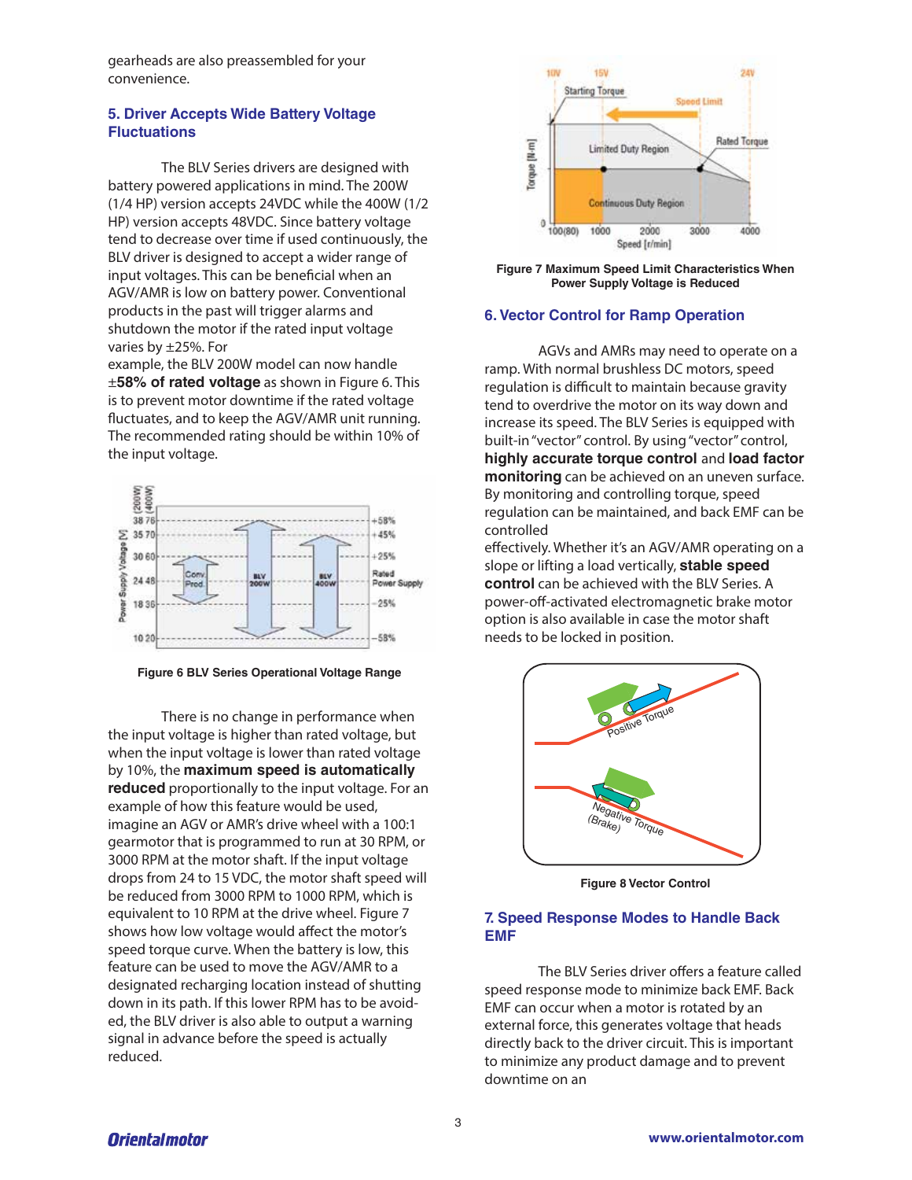gearheads are also preassembled for your convenience.

### 5. Driver Accepts Wide Battery Voltage Fluctuations

The BLV Series drivers are designed with battery powered applications in mind. The 200W (1/4 HP) version accepts 24VDC while the 400W (1/2 HP) version accepts 48VDC. Since battery voltage tend to decrease over time if used continuously, the BLV driver is designed to accept a wider range of input voltages. This can be beneficial when an AGV/AMR is low on battery power. Conventional products in the past will trigger alarms and shutdown the motor if the rated input voltage varies by ±25%. For example, the BLV 200W model can now handle **±58% of rated voltage** as shown in Figure 6. This is to prevent motor downtime if the rated voltage fluctuates, and to keep the AGV/AMR unit running. The recommended rating should be within 10% of the input voltage.

Power Supply Voltage [V]
(200W) (400W)
38 76 +58%
35 70 +45%
30 60 +25%
24 48 Rated Power Supply
18 36 -25%
10 20 -58%
Conv. Prod.
BLV 200W
BLV 400W

Figure 6 BLV Series Operational Voltage Range

There is no change in performance when the input voltage is higher than rated voltage, but when the input voltage is lower than rated voltage by 10%, the **maximum speed is automatically reduced** proportionally to the input voltage. For an example of how this feature would be used, imagine an AGV or AMR's drive wheel with a 100:1 gearmotor that is programmed to run at 30 RPM, or 3000 RPM at the motor shaft. If the input voltage drops from 24 to 15 VDC, the motor shaft speed will be reduced from 3000 RPM to 1000 RPM, which is equivalent to 10 RPM at the drive wheel. Figure 7 shows how low voltage would affect the motor's speed torque curve. When the battery is low, this feature can be used to move the AGV/AMR to a designated recharging location instead of shutting down in its path. If this lower RPM has to be avoided, the BLV driver is also able to output a warning signal in advance before the speed is actually reduced.

10V 15V 24V
Starting Torque
Speed Limit
Rated Torque
Limited Duty Region
Continuous Duty Region
Torque [N·m]
0
100(80) 1000 2000 3000 4000
Speed [r/min]

Figure 7 Maximum Speed Limit Characteristics When Power Supply Voltage is Reduced

### 6. Vector Control for Ramp Operation

AGVs and AMRs may need to operate on a ramp. With normal brushless DC motors, speed regulation is difficult to maintain because gravity tend to overdrive the motor on its way down and increase its speed. The BLV Series is equipped with built-in "vector" control. By using "vector" control, **highly accurate torque control** and **load factor monitoring** can be achieved on an uneven surface. By monitoring and controlling torque, speed regulation can be maintained, and back EMF can be controlled effectively. Whether it's an AGV/AMR operating on a slope or lifting a load vertically, **stable speed control** can be achieved with the BLV Series. A power-off-activated electromagnetic brake motor option is also available in case the motor shaft needs to be locked in position.

Positive Torque
Negative Torque (Brake)

Figure 8 Vector Control

### 7. Speed Response Modes to Handle Back EMF

The BLV Series driver offers a feature called speed response mode to minimize back EMF. Back EMF can occur when a motor is rotated by an external force, this generates voltage that heads directly back to the driver circuit. This is important to minimize any product damage and to prevent downtime on an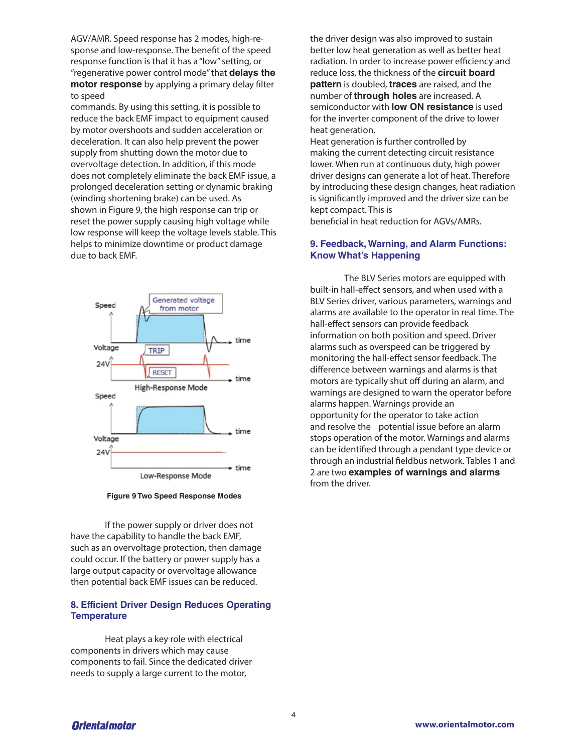AGV/AMR. Speed response has 2 modes, high-response and low-response. The benefit of the speed response function is that it has a "low" setting, or "regenerative power control mode" that **delays the motor response** by applying a primary delay filter to speed commands. By using this setting, it is possible to reduce the back EMF impact to equipment caused by motor overshoots and sudden acceleration or deceleration. It can also help prevent the power supply from shutting down the motor due to overvoltage detection. In addition, if this mode does not completely eliminate the back EMF issue, a prolonged deceleration setting or dynamic braking (winding shortening brake) can be used. As shown in Figure 9, the high response can trip or reset the power supply causing high voltage while low response will keep the voltage levels stable. This helps to minimize downtime or product damage due to back EMF.

Speed
Generated voltage from motor
time
Voltage
TRIP
24V
RESET
time
High-Response Mode
Speed
time
Voltage
24V
time
Low-Response Mode

**Figure 9 Two Speed Response Modes**

If the power supply or driver does not have the capability to handle the back EMF, such as an overvoltage protection, then damage could occur. If the battery or power supply has a large output capacity or overvoltage allowance then potential back EMF issues can be reduced.

## 8. Efficient Driver Design Reduces Operating Temperature

Heat plays a key role with electrical components in drivers which may cause components to fail. Since the dedicated driver needs to supply a large current to the motor, the driver design was also improved to sustain better low heat generation as well as better heat radiation. In order to increase power efficiency and reduce loss, the thickness of the **circuit board pattern** is doubled, **traces** are raised, and the number of **through holes** are increased. A semiconductor with **low ON resistance** is used for the inverter component of the drive to lower heat generation.

Heat generation is further controlled by making the current detecting circuit resistance lower. When run at continuous duty, high power driver designs can generate a lot of heat. Therefore by introducing these design changes, heat radiation is significantly improved and the driver size can be kept compact. This is beneficial in heat reduction for AGVs/AMRs.

## 9. Feedback, Warning, and Alarm Functions: Know What's Happening

The BLV Series motors are equipped with built-in hall-effect sensors, and when used with a BLV Series driver, various parameters, warnings and alarms are available to the operator in real time. The hall-effect sensors can provide feedback information on both position and speed. Driver alarms such as overspeed can be triggered by monitoring the hall-effect sensor feedback. The difference between warnings and alarms is that motors are typically shut off during an alarm, and warnings are designed to warn the operator before alarms happen. Warnings provide an opportunity for the operator to take action and resolve the potential issue before an alarm stops operation of the motor. Warnings and alarms can be identified through a pendant type device or through an industrial fieldbus network. Tables 1 and 2 are two **examples of warnings and alarms** from the driver.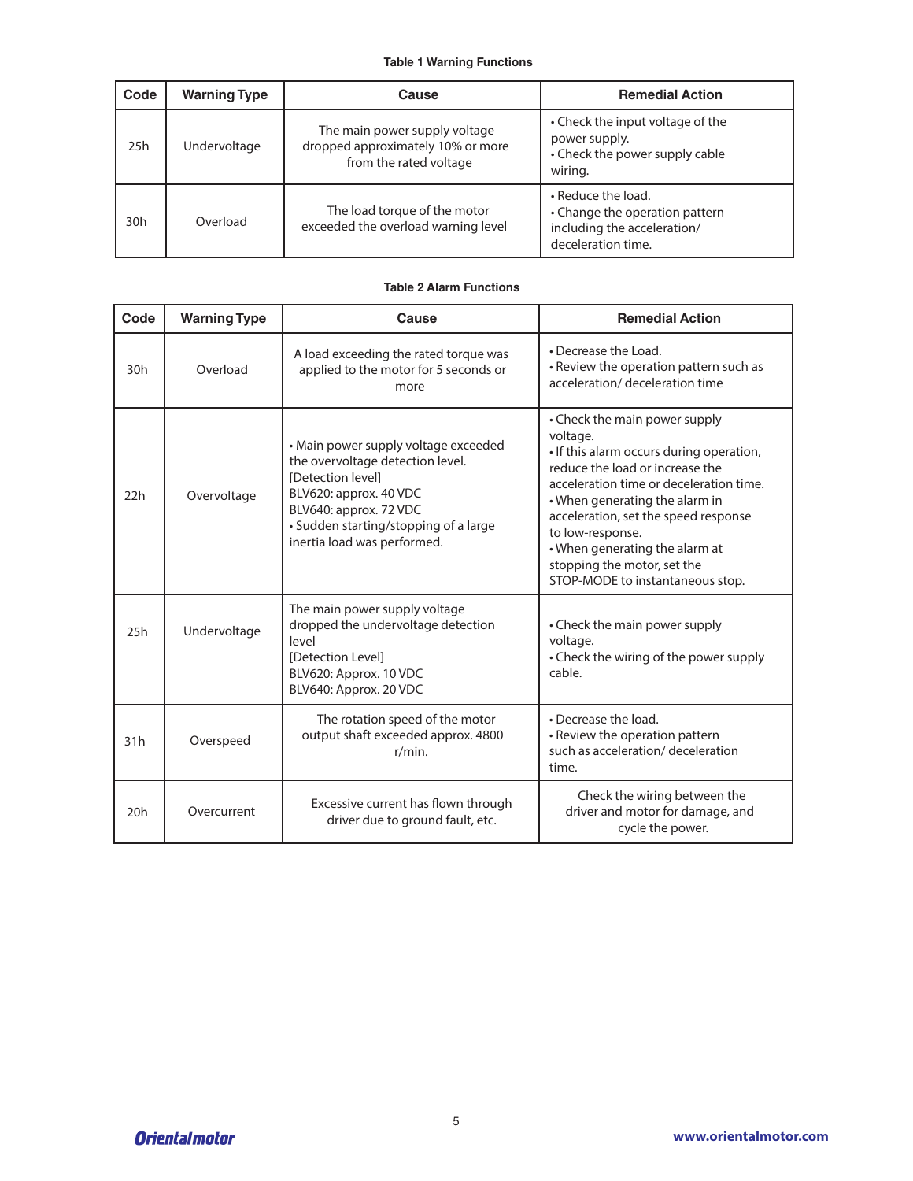**Table 1 Warning Functions**

| Code | Warning Type | Cause | Remedial Action |
|---|---|---|---|
| 25h | Undervoltage | The main power supply voltage dropped approximately 10% or more from the rated voltage | • Check the input voltage of the power supply.<br>• Check the power supply cable wiring. |
| 30h | Overload | The load torque of the motor exceeded the overload warning level | • Reduce the load.<br>• Change the operation pattern including the acceleration/ deceleration time. |

**Table 2 Alarm Functions**

| Code | Warning Type | Cause | Remedial Action |
|---|---|---|---|
| 30h | Overload | A load exceeding the rated torque was applied to the motor for 5 seconds or more | • Decrease the Load.<br>• Review the operation pattern such as acceleration/ deceleration time |
| 22h | Overvoltage | • Main power supply voltage exceeded the overvoltage detection level.<br>[Detection level]<br>BLV620: approx. 40 VDC<br>BLV640: approx. 72 VDC<br>• Sudden starting/stopping of a large inertia load was performed. | • Check the main power supply voltage.<br>• If this alarm occurs during operation, reduce the load or increase the acceleration time or deceleration time.<br>• When generating the alarm in acceleration, set the speed response to low-response.<br>• When generating the alarm at stopping the motor, set the STOP-MODE to instantaneous stop. |
| 25h | Undervoltage | The main power supply voltage dropped the undervoltage detection level<br>[Detection Level]<br>BLV620: Approx. 10 VDC<br>BLV640: Approx. 20 VDC | • Check the main power supply voltage.<br>• Check the wiring of the power supply cable. |
| 31h | Overspeed | The rotation speed of the motor output shaft exceeded approx. 4800 r/min. | • Decrease the load.<br>• Review the operation pattern such as acceleration/ deceleration time. |
| 20h | Overcurrent | Excessive current has flown through driver due to ground fault, etc. | Check the wiring between the driver and motor for damage, and cycle the power. |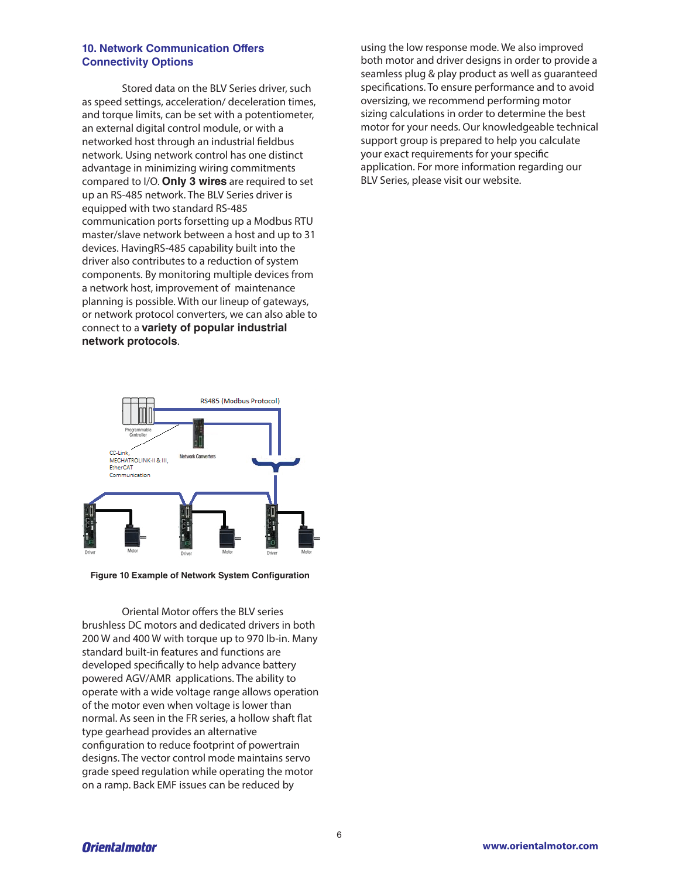### 10. Network Communication Offers Connectivity Options

Stored data on the BLV Series driver, such as speed settings, acceleration/ deceleration times, and torque limits, can be set with a potentiometer, an external digital control module, or with a networked host through an industrial fieldbus network. Using network control has one distinct advantage in minimizing wiring commitments compared to I/O. **Only 3 wires** are required to set up an RS-485 network. The BLV Series driver is equipped with two standard RS-485 communication ports forsetting up a Modbus RTU master/slave network between a host and up to 31 devices. HavingRS-485 capability built into the driver also contributes to a reduction of system components. By monitoring multiple devices from a network host, improvement of maintenance planning is possible. With our lineup of gateways, or network protocol converters, we can also able to connect to a **variety of popular industrial network protocols**.

RS485 (Modbus Protocol)

Programmable Controller

Network Converters

CC-Link, MECHATROLINK-II & III, EtherCAT Communication

Driver

Motor

Driver

Motor

Driver

Motor

**Figure 10 Example of Network System Configuration**

Oriental Motor offers the BLV series brushless DC motors and dedicated drivers in both 200 W and 400 W with torque up to 970 lb-in. Many standard built-in features and functions are developed specifically to help advance battery powered AGV/AMR applications. The ability to operate with a wide voltage range allows operation of the motor even when voltage is lower than normal. As seen in the FR series, a hollow shaft flat type gearhead provides an alternative configuration to reduce footprint of powertrain designs. The vector control mode maintains servo grade speed regulation while operating the motor on a ramp. Back EMF issues can be reduced by using the low response mode. We also improved both motor and driver designs in order to provide a seamless plug & play product as well as guaranteed specifications. To ensure performance and to avoid oversizing, we recommend performing motor sizing calculations in order to determine the best motor for your needs. Our knowledgeable technical support group is prepared to help you calculate your exact requirements for your specific application. For more information regarding our BLV Series, please visit our website.